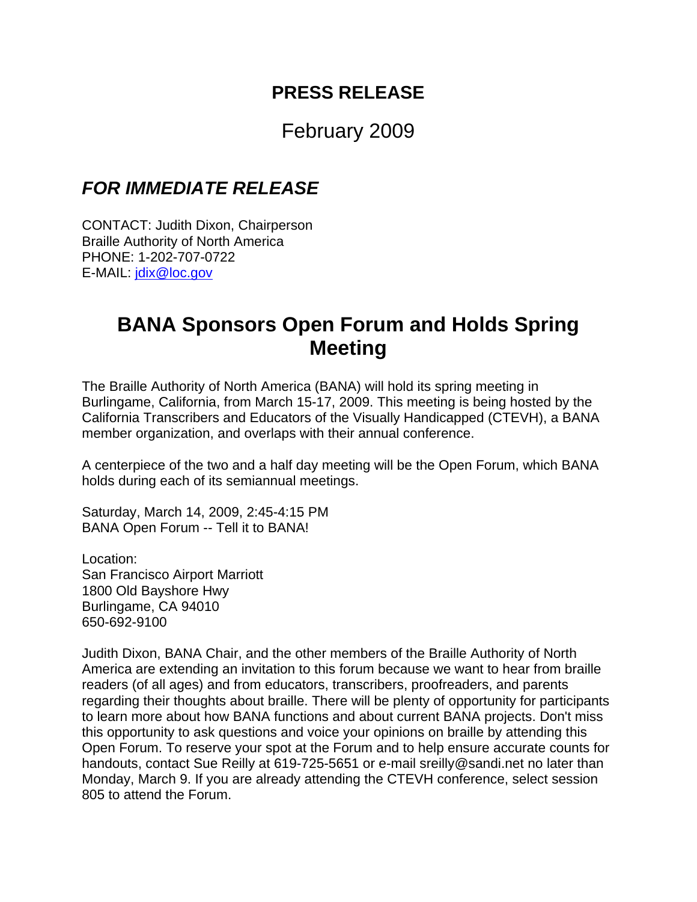## PRESS RELEASE

February 2009

### *FOR IMMEDIATE RELEASE*

CONTACT: Judith Dixon, Chairperson
Braille Authority of North America
PHONE: 1-202-707-0722
E-MAIL: jdix@loc.gov

# BANA Sponsors Open Forum and Holds Spring Meeting

The Braille Authority of North America (BANA) will hold its spring meeting in Burlingame, California, from March 15-17, 2009. This meeting is being hosted by the California Transcribers and Educators of the Visually Handicapped (CTEVH), a BANA member organization, and overlaps with their annual conference.

A centerpiece of the two and a half day meeting will be the Open Forum, which BANA holds during each of its semiannual meetings.

Saturday, March 14, 2009, 2:45-4:15 PM
BANA Open Forum -- Tell it to BANA!

Location:
San Francisco Airport Marriott
1800 Old Bayshore Hwy
Burlingame, CA 94010
650-692-9100

Judith Dixon, BANA Chair, and the other members of the Braille Authority of North America are extending an invitation to this forum because we want to hear from braille readers (of all ages) and from educators, transcribers, proofreaders, and parents regarding their thoughts about braille. There will be plenty of opportunity for participants to learn more about how BANA functions and about current BANA projects. Don't miss this opportunity to ask questions and voice your opinions on braille by attending this Open Forum. To reserve your spot at the Forum and to help ensure accurate counts for handouts, contact Sue Reilly at 619-725-5651 or e-mail sreilly@sandi.net no later than Monday, March 9. If you are already attending the CTEVH conference, select session 805 to attend the Forum.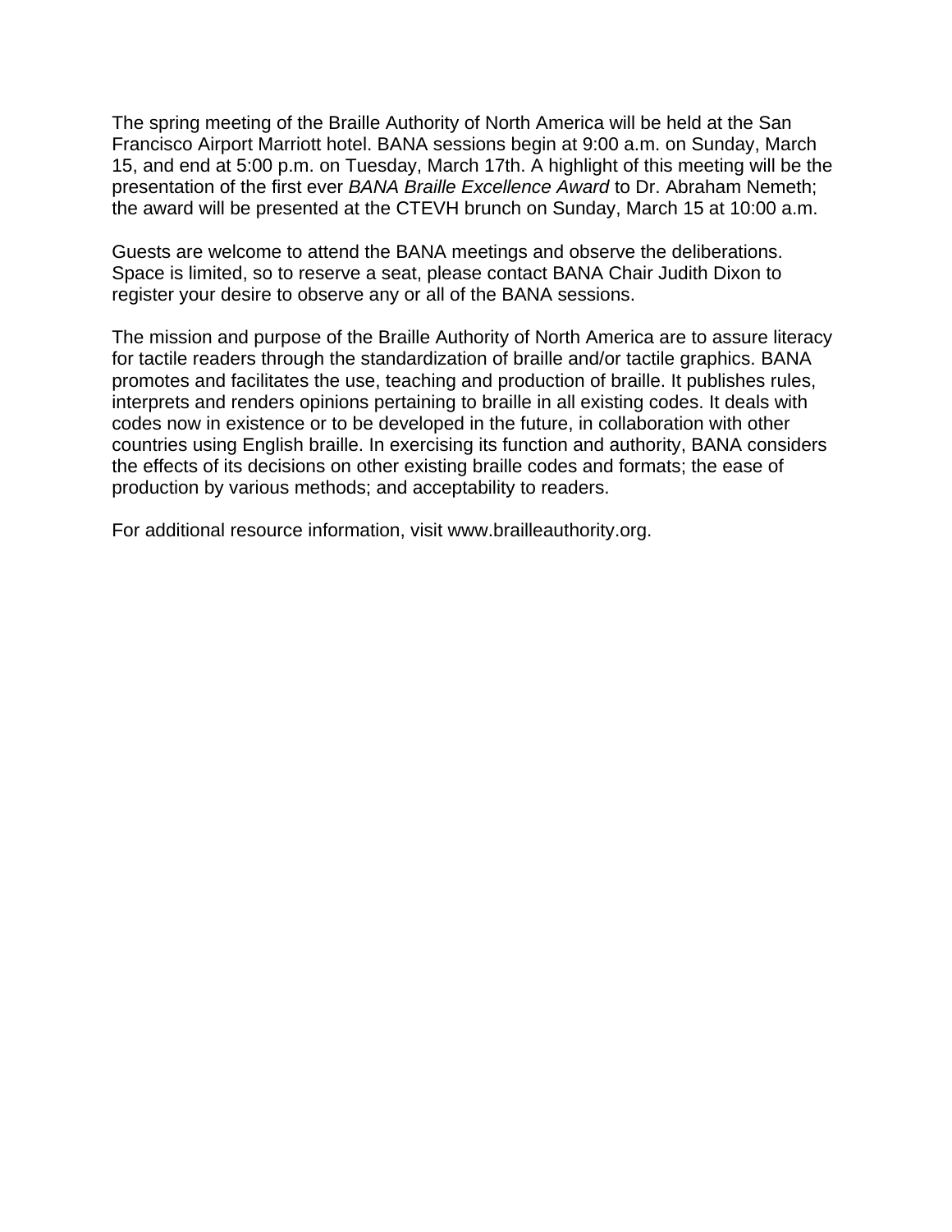The spring meeting of the Braille Authority of North America will be held at the San Francisco Airport Marriott hotel. BANA sessions begin at 9:00 a.m. on Sunday, March 15, and end at 5:00 p.m. on Tuesday, March 17th. A highlight of this meeting will be the presentation of the first ever *BANA Braille Excellence Award* to Dr. Abraham Nemeth; the award will be presented at the CTEVH brunch on Sunday, March 15 at 10:00 a.m.

Guests are welcome to attend the BANA meetings and observe the deliberations. Space is limited, so to reserve a seat, please contact BANA Chair Judith Dixon to register your desire to observe any or all of the BANA sessions.

The mission and purpose of the Braille Authority of North America are to assure literacy for tactile readers through the standardization of braille and/or tactile graphics. BANA promotes and facilitates the use, teaching and production of braille. It publishes rules, interprets and renders opinions pertaining to braille in all existing codes. It deals with codes now in existence or to be developed in the future, in collaboration with other countries using English braille. In exercising its function and authority, BANA considers the effects of its decisions on other existing braille codes and formats; the ease of production by various methods; and acceptability to readers.

For additional resource information, visit www.brailleauthority.org.